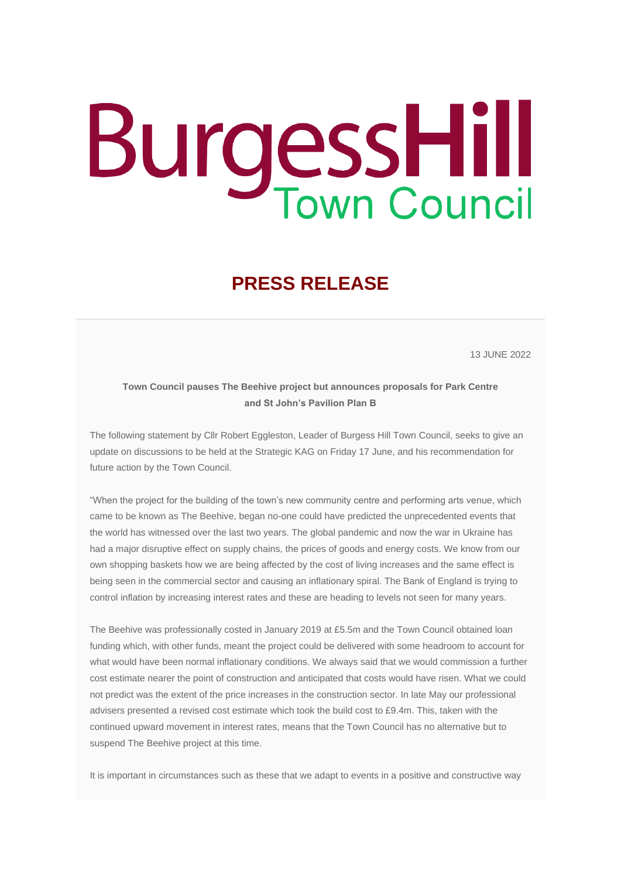# Burgess Hill Town Council

## PRESS RELEASE

13 JUNE 2022

**Town Council pauses The Beehive project but announces proposals for Park Centre and St John's Pavilion Plan B**

The following statement by Cllr Robert Eggleston, Leader of Burgess Hill Town Council, seeks to give an update on discussions to be held at the Strategic KAG on Friday 17 June, and his recommendation for future action by the Town Council.

"When the project for the building of the town's new community centre and performing arts venue, which came to be known as The Beehive, began no-one could have predicted the unprecedented events that the world has witnessed over the last two years. The global pandemic and now the war in Ukraine has had a major disruptive effect on supply chains, the prices of goods and energy costs. We know from our own shopping baskets how we are being affected by the cost of living increases and the same effect is being seen in the commercial sector and causing an inflationary spiral. The Bank of England is trying to control inflation by increasing interest rates and these are heading to levels not seen for many years.

The Beehive was professionally costed in January 2019 at £5.5m and the Town Council obtained loan funding which, with other funds, meant the project could be delivered with some headroom to account for what would have been normal inflationary conditions. We always said that we would commission a further cost estimate nearer the point of construction and anticipated that costs would have risen. What we could not predict was the extent of the price increases in the construction sector. In late May our professional advisers presented a revised cost estimate which took the build cost to £9.4m. This, taken with the continued upward movement in interest rates, means that the Town Council has no alternative but to suspend The Beehive project at this time.

It is important in circumstances such as these that we adapt to events in a positive and constructive way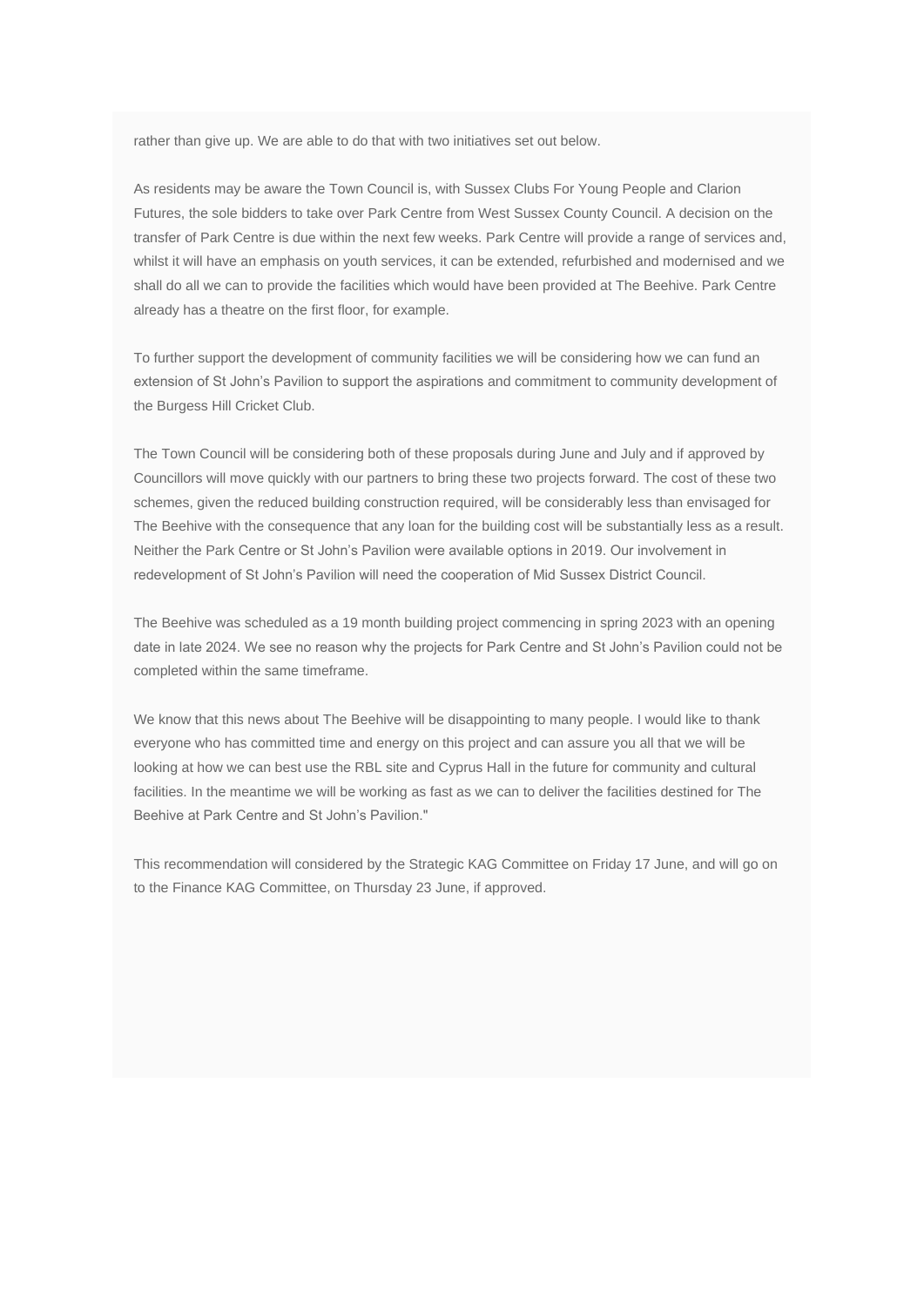rather than give up. We are able to do that with two initiatives set out below.

As residents may be aware the Town Council is, with Sussex Clubs For Young People and Clarion Futures, the sole bidders to take over Park Centre from West Sussex County Council. A decision on the transfer of Park Centre is due within the next few weeks. Park Centre will provide a range of services and, whilst it will have an emphasis on youth services, it can be extended, refurbished and modernised and we shall do all we can to provide the facilities which would have been provided at The Beehive. Park Centre already has a theatre on the first floor, for example.

To further support the development of community facilities we will be considering how we can fund an extension of St John's Pavilion to support the aspirations and commitment to community development of the Burgess Hill Cricket Club.

The Town Council will be considering both of these proposals during June and July and if approved by Councillors will move quickly with our partners to bring these two projects forward. The cost of these two schemes, given the reduced building construction required, will be considerably less than envisaged for The Beehive with the consequence that any loan for the building cost will be substantially less as a result. Neither the Park Centre or St John's Pavilion were available options in 2019. Our involvement in redevelopment of St John's Pavilion will need the cooperation of Mid Sussex District Council.

The Beehive was scheduled as a 19 month building project commencing in spring 2023 with an opening date in late 2024. We see no reason why the projects for Park Centre and St John's Pavilion could not be completed within the same timeframe.

We know that this news about The Beehive will be disappointing to many people. I would like to thank everyone who has committed time and energy on this project and can assure you all that we will be looking at how we can best use the RBL site and Cyprus Hall in the future for community and cultural facilities. In the meantime we will be working as fast as we can to deliver the facilities destined for The Beehive at Park Centre and St John's Pavilion."

This recommendation will considered by the Strategic KAG Committee on Friday 17 June, and will go on to the Finance KAG Committee, on Thursday 23 June, if approved.